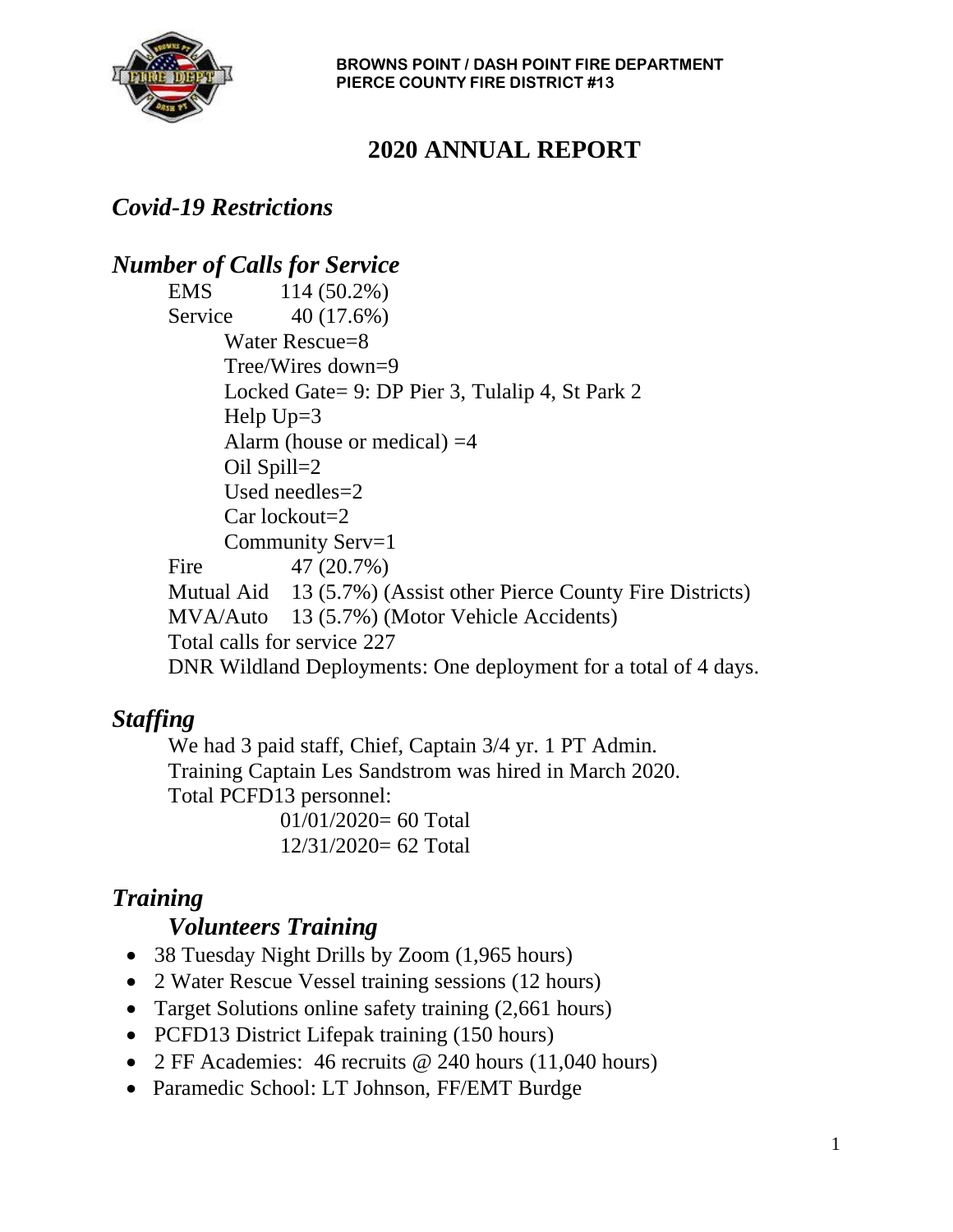**BROWNS POINT / DASH POINT FIRE DEPARTMENT**
**PIERCE COUNTY FIRE DISTRICT #13**

# 2020 ANNUAL REPORT

## *Covid-19 Restrictions*

## *Number of Calls for Service*

EMS 114 (50.2%)

Service 40 (17.6%)

- Water Rescue=8
- Tree/Wires down=9
- Locked Gate= 9: DP Pier 3, Tulalip 4, St Park 2
- Help Up=3
- Alarm (house or medical) =4
- Oil Spill=2
- Used needles=2
- Car lockout=2
- Community Serv=1

Fire 47 (20.7%)

Mutual Aid 13 (5.7%) (Assist other Pierce County Fire Districts)

MVA/Auto 13 (5.7%) (Motor Vehicle Accidents)

Total calls for service 227

DNR Wildland Deployments: One deployment for a total of 4 days.

## *Staffing*

We had 3 paid staff, Chief, Captain 3/4 yr. 1 PT Admin.

Training Captain Les Sandstrom was hired in March 2020.

Total PCFD13 personnel:

01/01/2020= 60 Total

12/31/2020= 62 Total

## *Training*

### *Volunteers Training*

- 38 Tuesday Night Drills by Zoom (1,965 hours)
- 2 Water Rescue Vessel training sessions (12 hours)
- Target Solutions online safety training (2,661 hours)
- PCFD13 District Lifepak training (150 hours)
- 2 FF Academies: 46 recruits @ 240 hours (11,040 hours)
- Paramedic School: LT Johnson, FF/EMT Burdge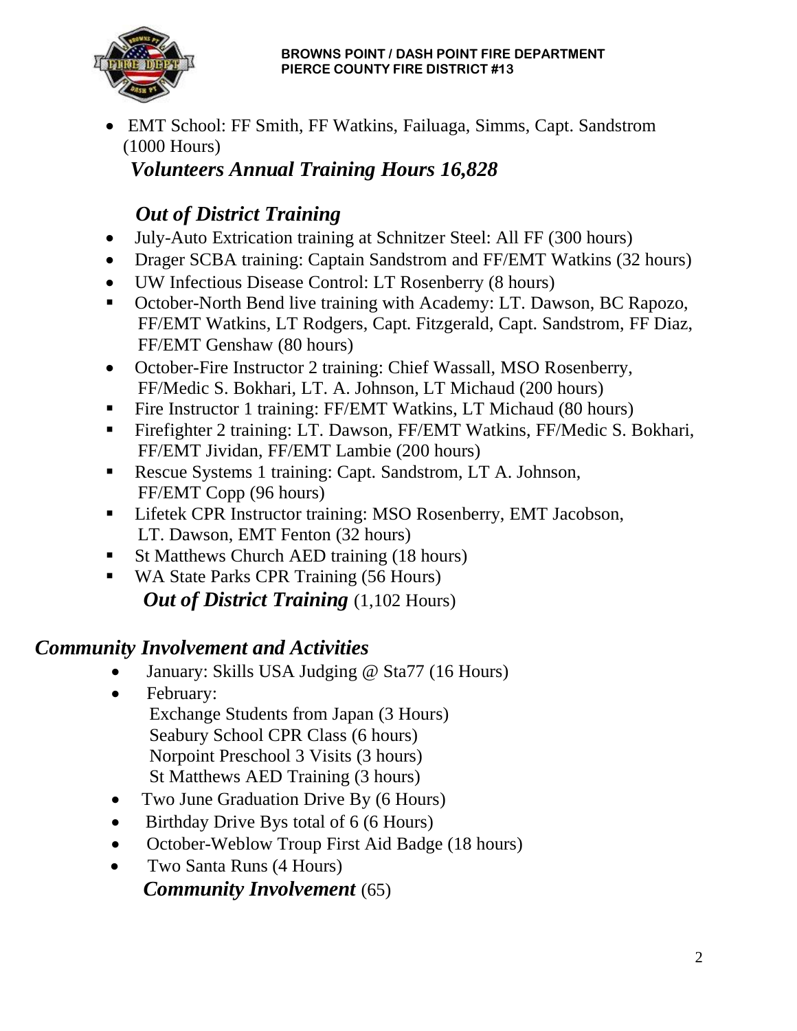- EMT School: FF Smith, FF Watkins, Failuaga, Simms, Capt. Sandstrom (1000 Hours)

***Volunteers Annual Training Hours 16,828***

### *Out of District Training*

- July-Auto Extrication training at Schnitzer Steel: All FF (300 hours)
- Drager SCBA training: Captain Sandstrom and FF/EMT Watkins (32 hours)
- UW Infectious Disease Control: LT Rosenberry (8 hours)
- October-North Bend live training with Academy: LT. Dawson, BC Rapozo, FF/EMT Watkins, LT Rodgers, Capt. Fitzgerald, Capt. Sandstrom, FF Diaz, FF/EMT Genshaw (80 hours)
- October-Fire Instructor 2 training: Chief Wassall, MSO Rosenberry, FF/Medic S. Bokhari, LT. A. Johnson, LT Michaud (200 hours)
- Fire Instructor 1 training: FF/EMT Watkins, LT Michaud (80 hours)
- Firefighter 2 training: LT. Dawson, FF/EMT Watkins, FF/Medic S. Bokhari, FF/EMT Jividan, FF/EMT Lambie (200 hours)
- Rescue Systems 1 training: Capt. Sandstrom, LT A. Johnson, FF/EMT Copp (96 hours)
- Lifetek CPR Instructor training: MSO Rosenberry, EMT Jacobson, LT. Dawson, EMT Fenton (32 hours)
- St Matthews Church AED training (18 hours)
- WA State Parks CPR Training (56 Hours)

***Out of District Training*** (1,102 Hours)

## *Community Involvement and Activities*

- January: Skills USA Judging @ Sta77 (16 Hours)
- February:
  - Exchange Students from Japan (3 Hours)
  - Seabury School CPR Class (6 hours)
  - Norpoint Preschool 3 Visits (3 hours)
  - St Matthews AED Training (3 hours)
- Two June Graduation Drive By (6 Hours)
- Birthday Drive Bys total of 6 (6 Hours)
- October-Weblow Troup First Aid Badge (18 hours)
- Two Santa Runs (4 Hours)

***Community Involvement*** (65)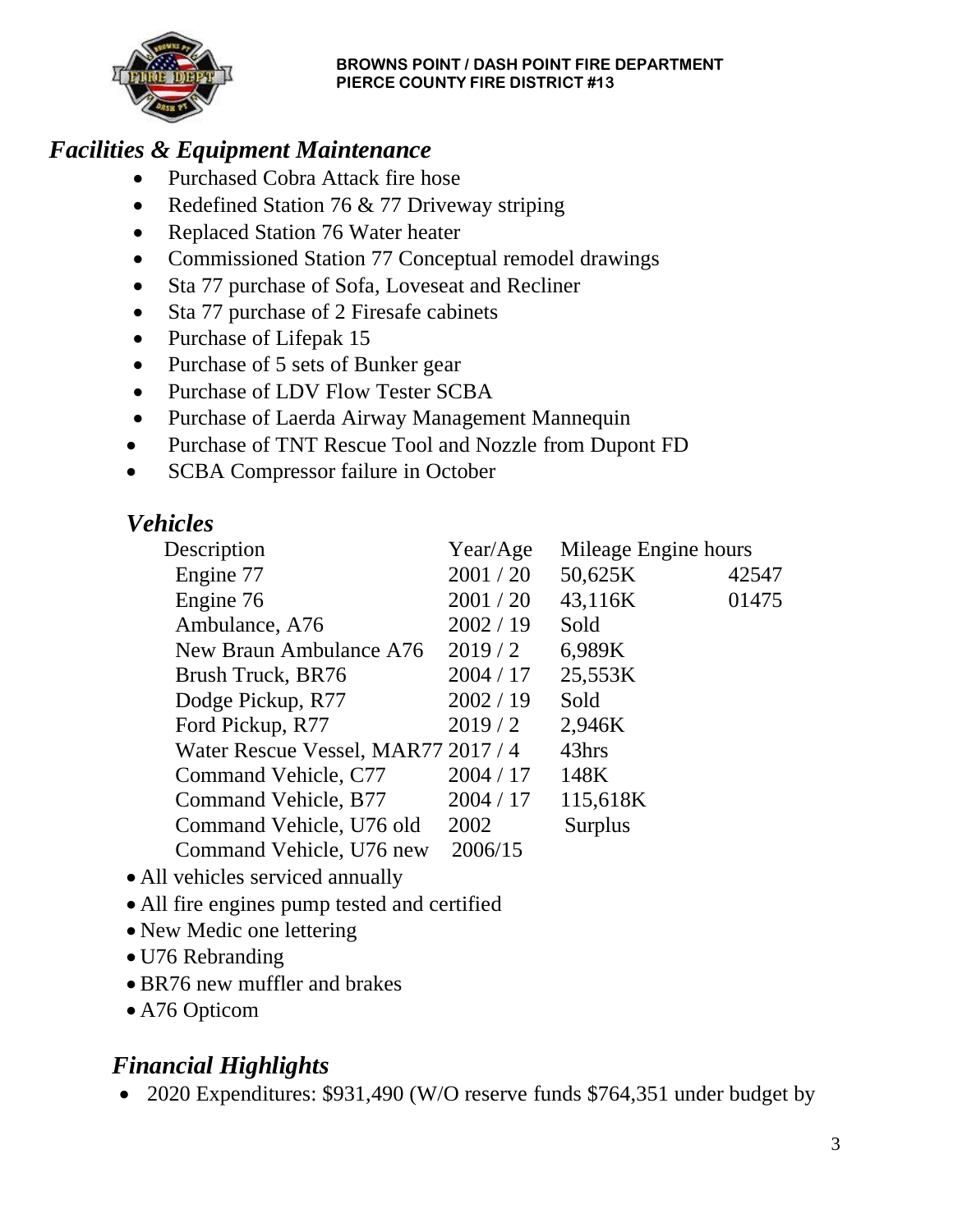## Facilities & Equipment Maintenance

- Purchased Cobra Attack fire hose
- Redefined Station 76 & 77 Driveway striping
- Replaced Station 76 Water heater
- Commissioned Station 77 Conceptual remodel drawings
- Sta 77 purchase of Sofa, Loveseat and Recliner
- Sta 77 purchase of 2 Firesafe cabinets
- Purchase of Lifepak 15
- Purchase of 5 sets of Bunker gear
- Purchase of LDV Flow Tester SCBA
- Purchase of Laerda Airway Management Mannequin
- Purchase of TNT Rescue Tool and Nozzle from Dupont FD
- SCBA Compressor failure in October

## Vehicles

| Description | Year/Age | Mileage | Engine hours |
|---|---|---|---|
| Engine 77 | 2001 / 20 | 50,625K | 42547 |
| Engine 76 | 2001 / 20 | 43,116K | 01475 |
| Ambulance, A76 | 2002 / 19 | Sold | |
| New Braun Ambulance A76 | 2019 / 2 | 6,989K | |
| Brush Truck, BR76 | 2004 / 17 | 25,553K | |
| Dodge Pickup, R77 | 2002 / 19 | Sold | |
| Ford Pickup, R77 | 2019 / 2 | 2,946K | |
| Water Rescue Vessel, MAR77 | 2017 / 4 | 43hrs | |
| Command Vehicle, C77 | 2004 / 17 | 148K | |
| Command Vehicle, B77 | 2004 / 17 | 115,618K | |
| Command Vehicle, U76 old | 2002 | Surplus | |
| Command Vehicle, U76 new | 2006/15 | | |

- All vehicles serviced annually
- All fire engines pump tested and certified
- New Medic one lettering
- U76 Rebranding
- BR76 new muffler and brakes
- A76 Opticom

## Financial Highlights

- 2020 Expenditures: $931,490 (W/O reserve funds $764,351 under budget by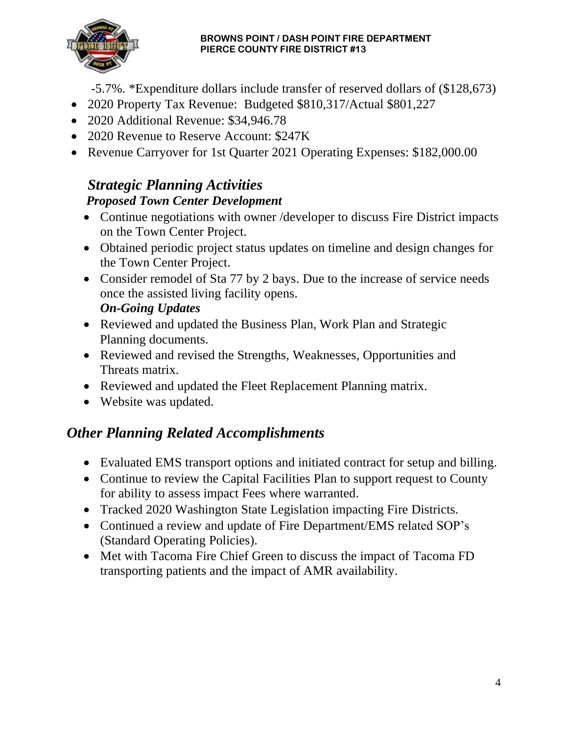-5.7%. *Expenditure dollars include transfer of reserved dollars of ($128,673)

- 2020 Property Tax Revenue: Budgeted $810,317/Actual $801,227
- 2020 Additional Revenue: $34,946.78
- 2020 Revenue to Reserve Account: $247K
- Revenue Carryover for 1st Quarter 2021 Operating Expenses: $182,000.00

## *Strategic Planning Activities*

### *Proposed Town Center Development*

- Continue negotiations with owner /developer to discuss Fire District impacts on the Town Center Project.
- Obtained periodic project status updates on timeline and design changes for the Town Center Project.
- Consider remodel of Sta 77 by 2 bays. Due to the increase of service needs once the assisted living facility opens.

### *On-Going Updates*

- Reviewed and updated the Business Plan, Work Plan and Strategic Planning documents.
- Reviewed and revised the Strengths, Weaknesses, Opportunities and Threats matrix.
- Reviewed and updated the Fleet Replacement Planning matrix.
- Website was updated.

## *Other Planning Related Accomplishments*

- Evaluated EMS transport options and initiated contract for setup and billing.
- Continue to review the Capital Facilities Plan to support request to County for ability to assess impact Fees where warranted.
- Tracked 2020 Washington State Legislation impacting Fire Districts.
- Continued a review and update of Fire Department/EMS related SOP's (Standard Operating Policies).
- Met with Tacoma Fire Chief Green to discuss the impact of Tacoma FD transporting patients and the impact of AMR availability.